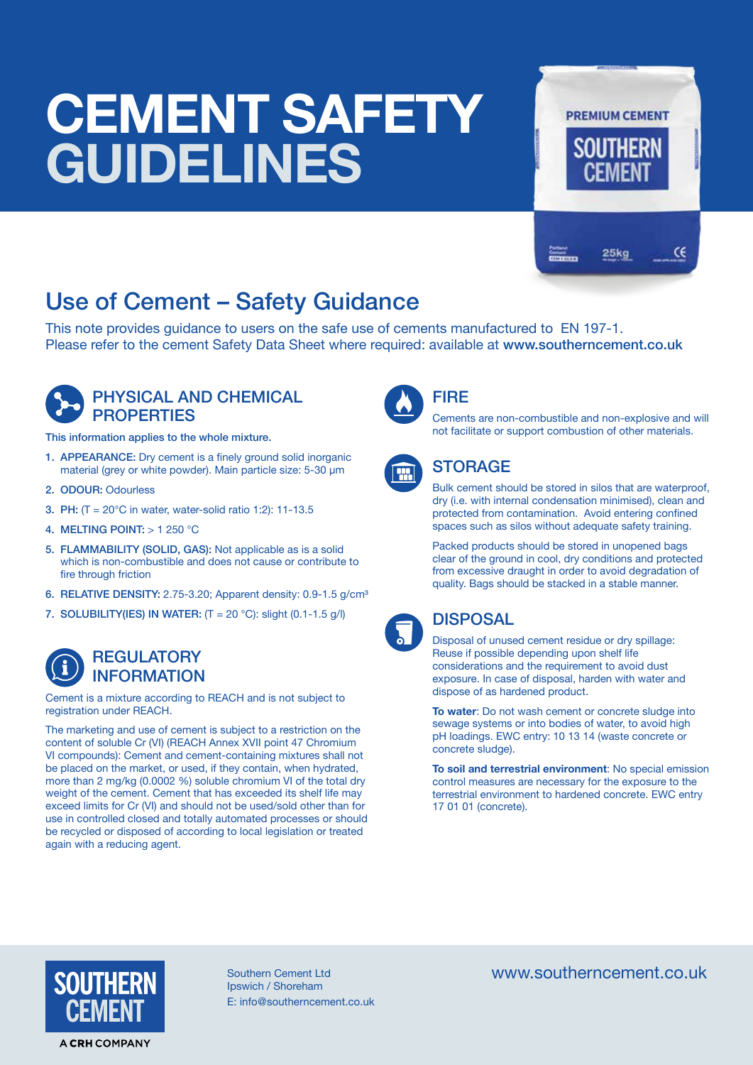# CEMENT SAFETY GUIDELINES

## Use of Cement – Safety Guidance

This note provides guidance to users on the safe use of cements manufactured to EN 197-1.
Please refer to the cement Safety Data Sheet where required: available at **www.southerncement.co.uk**

### PHYSICAL AND CHEMICAL PROPERTIES

This information applies to the whole mixture.

1. **APPEARANCE:** Dry cement is a finely ground solid inorganic material (grey or white powder). Main particle size: 5-30 µm
2. **ODOUR:** Odourless
3. **PH:** (T = 20°C in water, water-solid ratio 1:2): 11-13.5
4. **MELTING POINT:** > 1 250 °C
5. **FLAMMABILITY (SOLID, GAS):** Not applicable as is a solid which is non-combustible and does not cause or contribute to fire through friction
6. **RELATIVE DENSITY:** 2.75-3.20; Apparent density: 0.9-1.5 g/cm$^3$
7. **SOLUBILITY(IES) IN WATER:** (T = 20 °C): slight (0.1-1.5 g/l)

### REGULATORY INFORMATION

Cement is a mixture according to REACH and is not subject to registration under REACH.

The marketing and use of cement is subject to a restriction on the content of soluble Cr (VI) (REACH Annex XVII point 47 Chromium VI compounds): Cement and cement-containing mixtures shall not be placed on the market, or used, if they contain, when hydrated, more than 2 mg/kg (0.0002 %) soluble chromium VI of the total dry weight of the cement. Cement that has exceeded its shelf life may exceed limits for Cr (VI) and should not be used/sold other than for use in controlled closed and totally automated processes or should be recycled or disposed of according to local legislation or treated again with a reducing agent.

### FIRE

Cements are non-combustible and non-explosive and will not facilitate or support combustion of other materials.

### STORAGE

Bulk cement should be stored in silos that are waterproof, dry (i.e. with internal condensation minimised), clean and protected from contamination. Avoid entering confined spaces such as silos without adequate safety training.

Packed products should be stored in unopened bags clear of the ground in cool, dry conditions and protected from excessive draught in order to avoid degradation of quality. Bags should be stacked in a stable manner.

### DISPOSAL

Disposal of unused cement residue or dry spillage: Reuse if possible depending upon shelf life considerations and the requirement to avoid dust exposure. In case of disposal, harden with water and dispose of as hardened product.

**To water**: Do not wash cement or concrete sludge into sewage systems or into bodies of water, to avoid high pH loadings. EWC entry: 10 13 14 (waste concrete or concrete sludge).

**To soil and terrestrial environment**: No special emission control measures are necessary for the exposure to the terrestrial environment to hardened concrete. EWC entry 17 01 01 (concrete).

SOUTHERN CEMENT
A CRH COMPANY

Southern Cement Ltd
Ipswich / Shoreham
E: info@southerncement.co.uk

www.southerncement.co.uk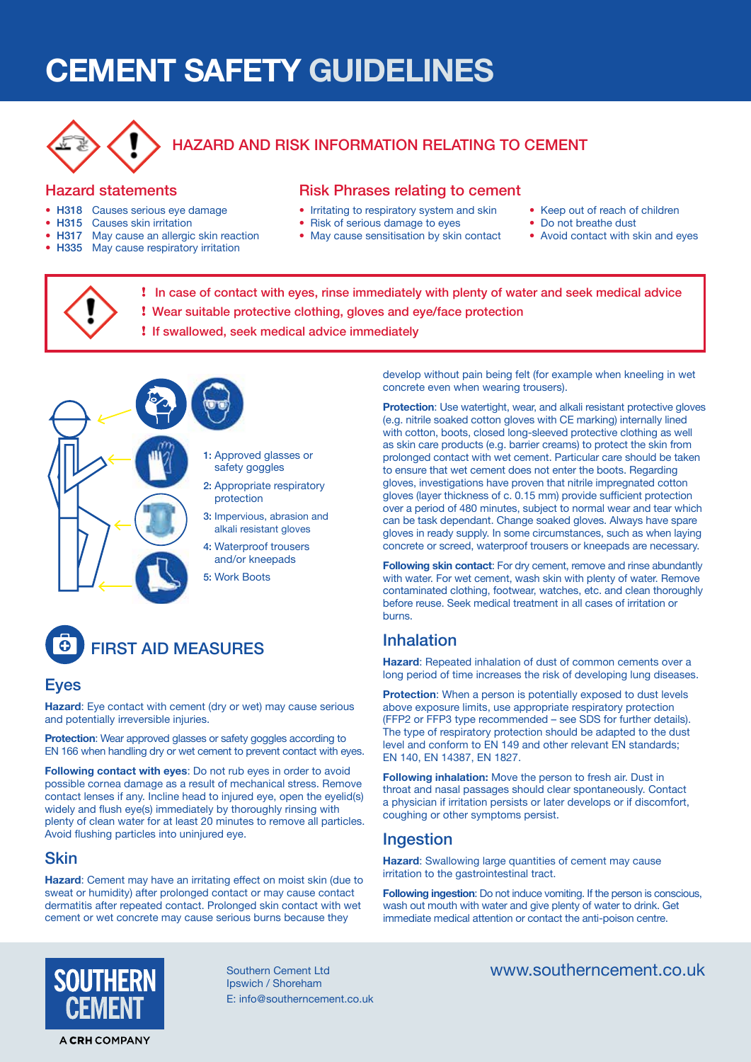# CEMENT SAFETY GUIDELINES

## HAZARD AND RISK INFORMATION RELATING TO CEMENT

### Hazard statements

- **H318** Causes serious eye damage
- **H315** Causes skin irritation
- **H317** May cause an allergic skin reaction
- **H335** May cause respiratory irritation

### Risk Phrases relating to cement

- Irritating to respiratory system and skin
- Risk of serious damage to eyes
- May cause sensitisation by skin contact
- Keep out of reach of children
- Do not breathe dust
- Avoid contact with skin and eyes

! In case of contact with eyes, rinse immediately with plenty of water and seek medical advice

! Wear suitable protective clothing, gloves and eye/face protection

! If swallowed, seek medical advice immediately

1: Approved glasses or safety goggles
2: Appropriate respiratory protection
3: Impervious, abrasion and alkali resistant gloves
4: Waterproof trousers and/or kneepads
5: Work Boots

## FIRST AID MEASURES

### Eyes

**Hazard**: Eye contact with cement (dry or wet) may cause serious and potentially irreversible injuries.

**Protection**: Wear approved glasses or safety goggles according to EN 166 when handling dry or wet cement to prevent contact with eyes.

**Following contact with eyes**: Do not rub eyes in order to avoid possible cornea damage as a result of mechanical stress. Remove contact lenses if any. Incline head to injured eye, open the eyelid(s) widely and flush eye(s) immediately by thoroughly rinsing with plenty of clean water for at least 20 minutes to remove all particles. Avoid flushing particles into uninjured eye.

### Skin

**Hazard**: Cement may have an irritating effect on moist skin (due to sweat or humidity) after prolonged contact or may cause contact dermatitis after repeated contact. Prolonged skin contact with wet cement or wet concrete may cause serious burns because they develop without pain being felt (for example when kneeling in wet concrete even when wearing trousers).

**Protection**: Use watertight, wear, and alkali resistant protective gloves (e.g. nitrile soaked cotton gloves with CE marking) internally lined with cotton, boots, closed long-sleeved protective clothing as well as skin care products (e.g. barrier creams) to protect the skin from prolonged contact with wet cement. Particular care should be taken to ensure that wet cement does not enter the boots. Regarding gloves, investigations have proven that nitrile impregnated cotton gloves (layer thickness of c. 0.15 mm) provide sufficient protection over a period of 480 minutes, subject to normal wear and tear which can be task dependant. Change soaked gloves. Always have spare gloves in ready supply. In some circumstances, such as when laying concrete or screed, waterproof trousers or kneepads are necessary.

**Following skin contact**: For dry cement, remove and rinse abundantly with water. For wet cement, wash skin with plenty of water. Remove contaminated clothing, footwear, watches, etc. and clean thoroughly before reuse. Seek medical treatment in all cases of irritation or burns.

### Inhalation

**Hazard**: Repeated inhalation of dust of common cements over a long period of time increases the risk of developing lung diseases.

**Protection**: When a person is potentially exposed to dust levels above exposure limits, use appropriate respiratory protection (FFP2 or FFP3 type recommended – see SDS for further details). The type of respiratory protection should be adapted to the dust level and conform to EN 149 and other relevant EN standards; EN 140, EN 14387, EN 1827.

**Following inhalation:** Move the person to fresh air. Dust in throat and nasal passages should clear spontaneously. Contact a physician if irritation persists or later develops or if discomfort, coughing or other symptoms persist.

### Ingestion

**Hazard**: Swallowing large quantities of cement may cause irritation to the gastrointestinal tract.

**Following ingestion**: Do not induce vomiting. If the person is conscious, wash out mouth with water and give plenty of water to drink. Get immediate medical attention or contact the anti-poison centre.

SOUTHERN CEMENT

A CRH COMPANY

Southern Cement Ltd
Ipswich / Shoreham
E: info@southerncement.co.uk

www.southerncement.co.uk